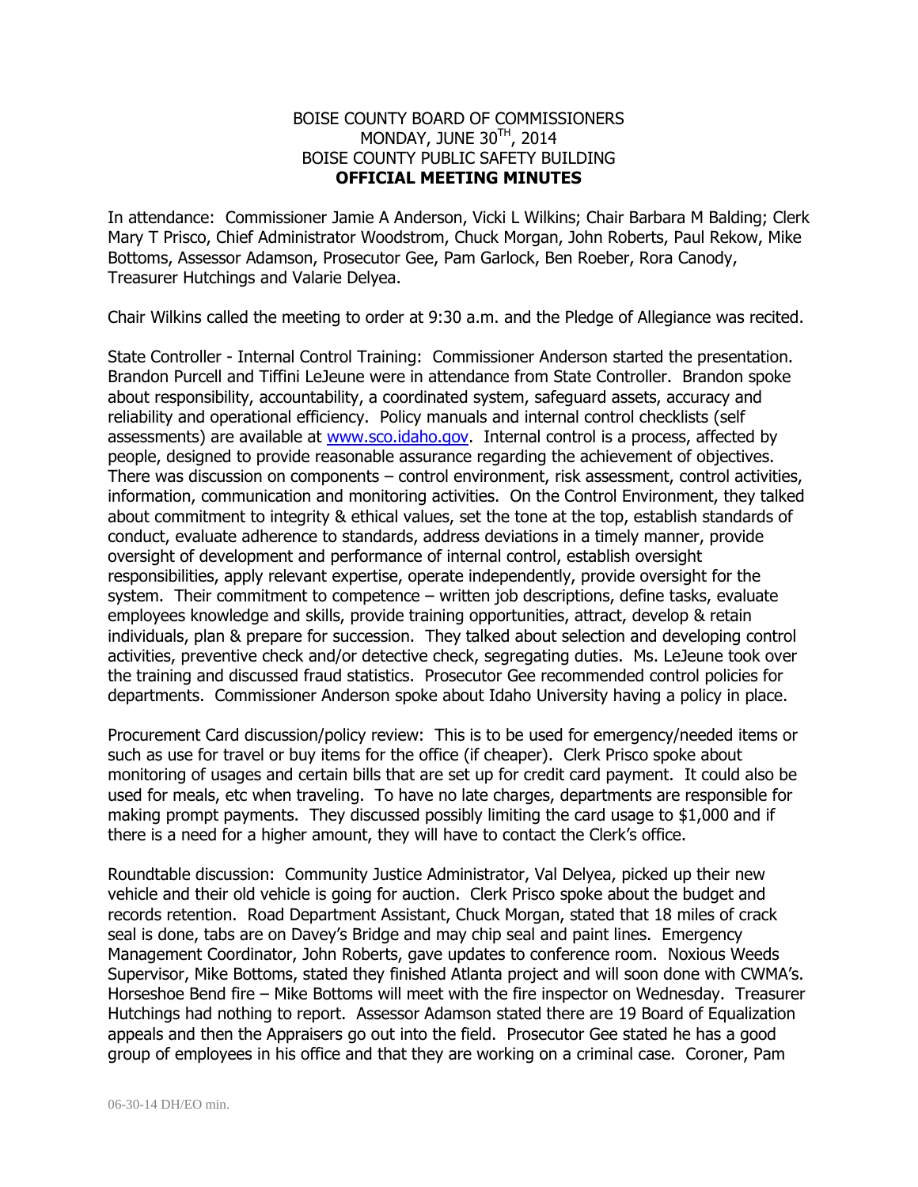BOISE COUNTY BOARD OF COMMISSIONERS
MONDAY, JUNE 30TH, 2014
BOISE COUNTY PUBLIC SAFETY BUILDING
**OFFICIAL MEETING MINUTES**

In attendance: Commissioner Jamie A Anderson, Vicki L Wilkins; Chair Barbara M Balding; Clerk Mary T Prisco, Chief Administrator Woodstrom, Chuck Morgan, John Roberts, Paul Rekow, Mike Bottoms, Assessor Adamson, Prosecutor Gee, Pam Garlock, Ben Roeber, Rora Canody, Treasurer Hutchings and Valarie Delyea.

Chair Wilkins called the meeting to order at 9:30 a.m. and the Pledge of Allegiance was recited.

State Controller - Internal Control Training: Commissioner Anderson started the presentation. Brandon Purcell and Tiffini LeJeune were in attendance from State Controller. Brandon spoke about responsibility, accountability, a coordinated system, safeguard assets, accuracy and reliability and operational efficiency. Policy manuals and internal control checklists (self assessments) are available at www.sco.idaho.gov. Internal control is a process, affected by people, designed to provide reasonable assurance regarding the achievement of objectives. There was discussion on components – control environment, risk assessment, control activities, information, communication and monitoring activities. On the Control Environment, they talked about commitment to integrity & ethical values, set the tone at the top, establish standards of conduct, evaluate adherence to standards, address deviations in a timely manner, provide oversight of development and performance of internal control, establish oversight responsibilities, apply relevant expertise, operate independently, provide oversight for the system. Their commitment to competence – written job descriptions, define tasks, evaluate employees knowledge and skills, provide training opportunities, attract, develop & retain individuals, plan & prepare for succession. They talked about selection and developing control activities, preventive check and/or detective check, segregating duties. Ms. LeJeune took over the training and discussed fraud statistics. Prosecutor Gee recommended control policies for departments. Commissioner Anderson spoke about Idaho University having a policy in place.

Procurement Card discussion/policy review: This is to be used for emergency/needed items or such as use for travel or buy items for the office (if cheaper). Clerk Prisco spoke about monitoring of usages and certain bills that are set up for credit card payment. It could also be used for meals, etc when traveling. To have no late charges, departments are responsible for making prompt payments. They discussed possibly limiting the card usage to $1,000 and if there is a need for a higher amount, they will have to contact the Clerk's office.

Roundtable discussion: Community Justice Administrator, Val Delyea, picked up their new vehicle and their old vehicle is going for auction. Clerk Prisco spoke about the budget and records retention. Road Department Assistant, Chuck Morgan, stated that 18 miles of crack seal is done, tabs are on Davey's Bridge and may chip seal and paint lines. Emergency Management Coordinator, John Roberts, gave updates to conference room. Noxious Weeds Supervisor, Mike Bottoms, stated they finished Atlanta project and will soon done with CWMA's. Horseshoe Bend fire – Mike Bottoms will meet with the fire inspector on Wednesday. Treasurer Hutchings had nothing to report. Assessor Adamson stated there are 19 Board of Equalization appeals and then the Appraisers go out into the field. Prosecutor Gee stated he has a good group of employees in his office and that they are working on a criminal case. Coroner, Pam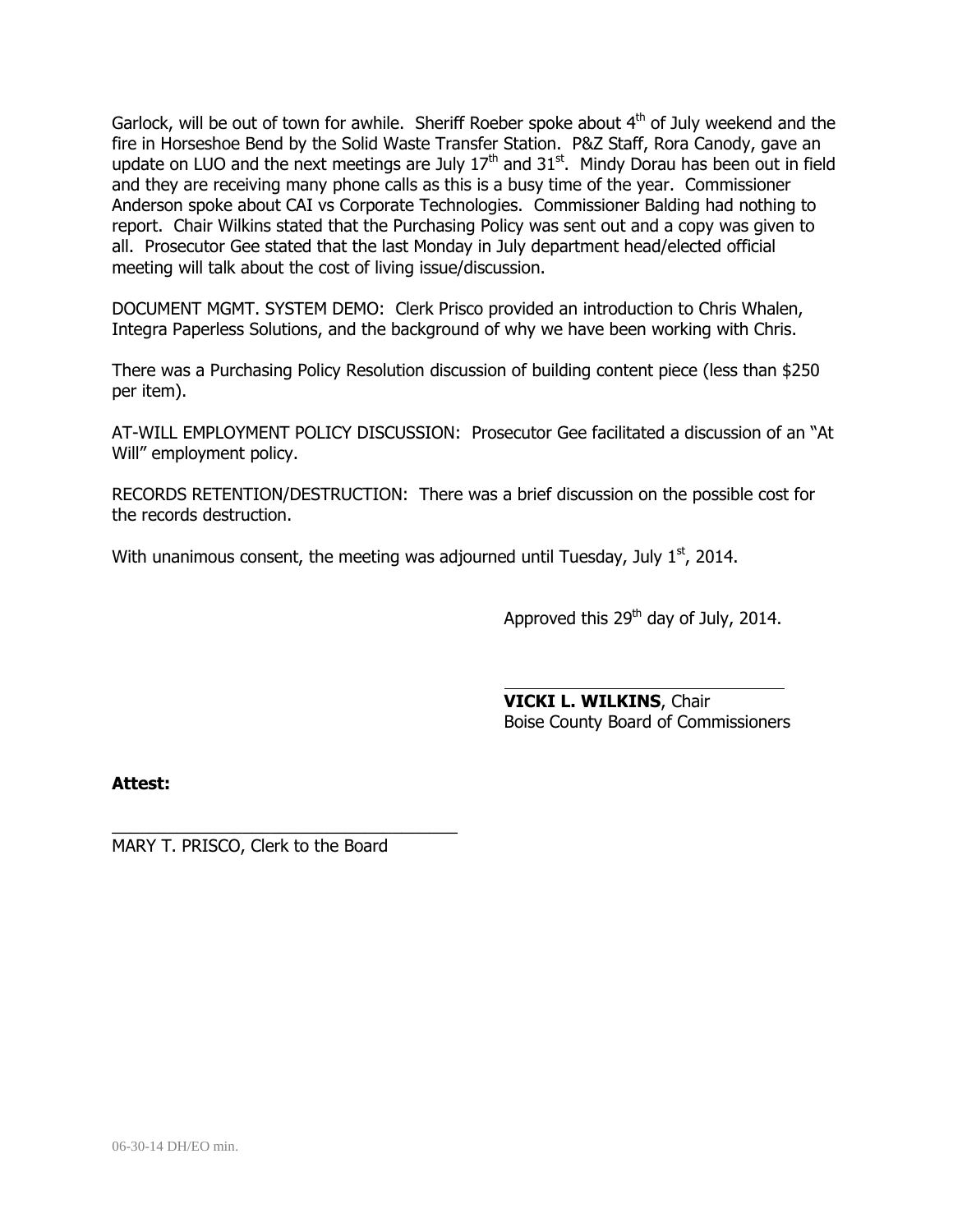Garlock, will be out of town for awhile. Sheriff Roeber spoke about 4th of July weekend and the fire in Horseshoe Bend by the Solid Waste Transfer Station. P&Z Staff, Rora Canody, gave an update on LUO and the next meetings are July 17th and 31st. Mindy Dorau has been out in field and they are receiving many phone calls as this is a busy time of the year. Commissioner Anderson spoke about CAI vs Corporate Technologies. Commissioner Balding had nothing to report. Chair Wilkins stated that the Purchasing Policy was sent out and a copy was given to all. Prosecutor Gee stated that the last Monday in July department head/elected official meeting will talk about the cost of living issue/discussion.

DOCUMENT MGMT. SYSTEM DEMO: Clerk Prisco provided an introduction to Chris Whalen, Integra Paperless Solutions, and the background of why we have been working with Chris.

There was a Purchasing Policy Resolution discussion of building content piece (less than $250 per item).

AT-WILL EMPLOYMENT POLICY DISCUSSION: Prosecutor Gee facilitated a discussion of an "At Will" employment policy.

RECORDS RETENTION/DESTRUCTION: There was a brief discussion on the possible cost for the records destruction.

With unanimous consent, the meeting was adjourned until Tuesday, July 1st, 2014.

Approved this 29th day of July, 2014.

______________________________
**VICKI L. WILKINS**, Chair
Boise County Board of Commissioners

**Attest:**

______________________________
MARY T. PRISCO, Clerk to the Board